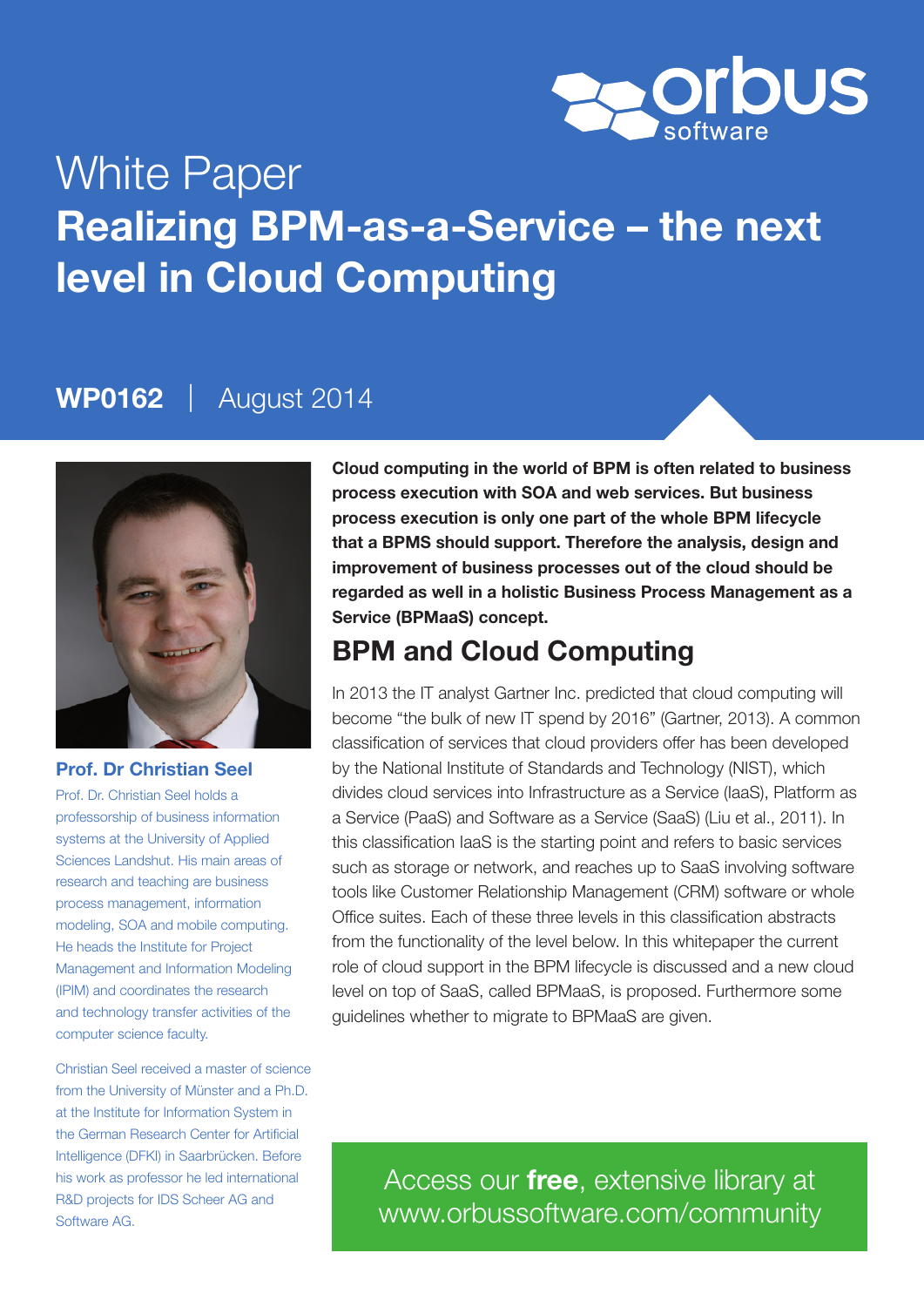White Paper

# Realizing BPM-as-a-Service – the next level in Cloud Computing

**WP0162** | August 2014

**Prof. Dr Christian Seel**

Prof. Dr. Christian Seel holds a professorship of business information systems at the University of Applied Sciences Landshut. His main areas of research and teaching are business process management, information modeling, SOA and mobile computing. He heads the Institute for Project Management and Information Modeling (IPIM) and coordinates the research and technology transfer activities of the computer science faculty.

Christian Seel received a master of science from the University of Münster and a Ph.D. at the Institute for Information System in the German Research Center for Artificial Intelligence (DFKI) in Saarbrücken. Before his work as professor he led international R&D projects for IDS Scheer AG and Software AG.

**Cloud computing in the world of BPM is often related to business process execution with SOA and web services. But business process execution is only one part of the whole BPM lifecycle that a BPMS should support. Therefore the analysis, design and improvement of business processes out of the cloud should be regarded as well in a holistic Business Process Management as a Service (BPMaaS) concept.**

## BPM and Cloud Computing

In 2013 the IT analyst Gartner Inc. predicted that cloud computing will become "the bulk of new IT spend by 2016" (Gartner, 2013). A common classification of services that cloud providers offer has been developed by the National Institute of Standards and Technology (NIST), which divides cloud services into Infrastructure as a Service (IaaS), Platform as a Service (PaaS) and Software as a Service (SaaS) (Liu et al., 2011). In this classification IaaS is the starting point and refers to basic services such as storage or network, and reaches up to SaaS involving software tools like Customer Relationship Management (CRM) software or whole Office suites. Each of these three levels in this classification abstracts from the functionality of the level below. In this whitepaper the current role of cloud support in the BPM lifecycle is discussed and a new cloud level on top of SaaS, called BPMaaS, is proposed. Furthermore some guidelines whether to migrate to BPMaaS are given.

Access our **free**, extensive library at www.orbussoftware.com/community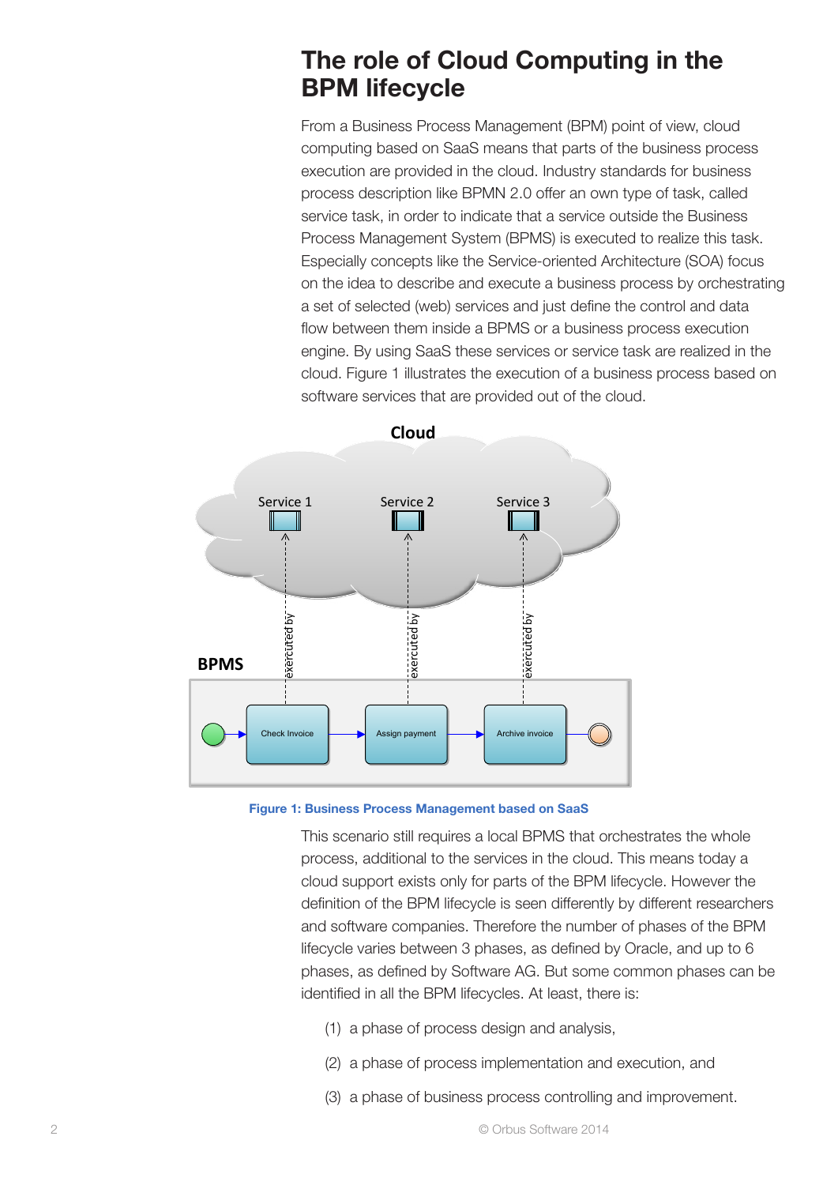# The role of Cloud Computing in the BPM lifecycle

From a Business Process Management (BPM) point of view, cloud computing based on SaaS means that parts of the business process execution are provided in the cloud. Industry standards for business process description like BPMN 2.0 offer an own type of task, called service task, in order to indicate that a service outside the Business Process Management System (BPMS) is executed to realize this task. Especially concepts like the Service-oriented Architecture (SOA) focus on the idea to describe and execute a business process by orchestrating a set of selected (web) services and just define the control and data flow between them inside a BPMS or a business process execution engine. By using SaaS these services or service task are realized in the cloud. Figure 1 illustrates the execution of a business process based on software services that are provided out of the cloud.

Figure 1: Business Process Management based on SaaS

This scenario still requires a local BPMS that orchestrates the whole process, additional to the services in the cloud. This means today a cloud support exists only for parts of the BPM lifecycle. However the definition of the BPM lifecycle is seen differently by different researchers and software companies. Therefore the number of phases of the BPM lifecycle varies between 3 phases, as defined by Oracle, and up to 6 phases, as defined by Software AG. But some common phases can be identified in all the BPM lifecycles. At least, there is:

(1) a phase of process design and analysis,

(2) a phase of process implementation and execution, and

(3) a phase of business process controlling and improvement.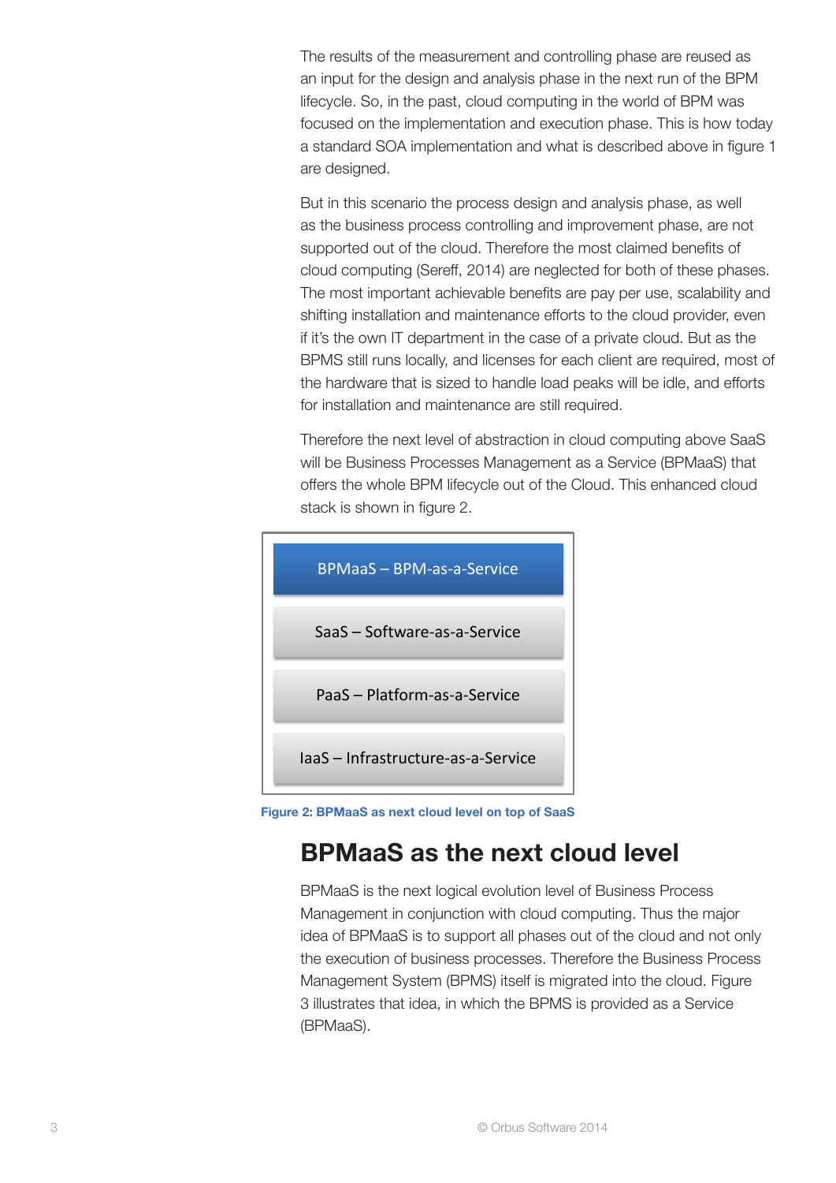The results of the measurement and controlling phase are reused as an input for the design and analysis phase in the next run of the BPM lifecycle. So, in the past, cloud computing in the world of BPM was focused on the implementation and execution phase. This is how today a standard SOA implementation and what is described above in figure 1 are designed.

But in this scenario the process design and analysis phase, as well as the business process controlling and improvement phase, are not supported out of the cloud. Therefore the most claimed benefits of cloud computing (Sereff, 2014) are neglected for both of these phases. The most important achievable benefits are pay per use, scalability and shifting installation and maintenance efforts to the cloud provider, even if it's the own IT department in the case of a private cloud. But as the BPMS still runs locally, and licenses for each client are required, most of the hardware that is sized to handle load peaks will be idle, and efforts for installation and maintenance are still required.

Therefore the next level of abstraction in cloud computing above SaaS will be Business Processes Management as a Service (BPMaaS) that offers the whole BPM lifecycle out of the Cloud. This enhanced cloud stack is shown in figure 2.

| BPMaaS – BPM-as-a-Service |
| --- |
| SaaS – Software-as-a-Service |
| PaaS – Platform-as-a-Service |
| IaaS – Infrastructure-as-a-Service |

**Figure 2: BPMaaS as next cloud level on top of SaaS**

## BPMaaS as the next cloud level

BPMaaS is the next logical evolution level of Business Process Management in conjunction with cloud computing. Thus the major idea of BPMaaS is to support all phases out of the cloud and not only the execution of business processes. Therefore the Business Process Management System (BPMS) itself is migrated into the cloud. Figure 3 illustrates that idea, in which the BPMS is provided as a Service (BPMaaS).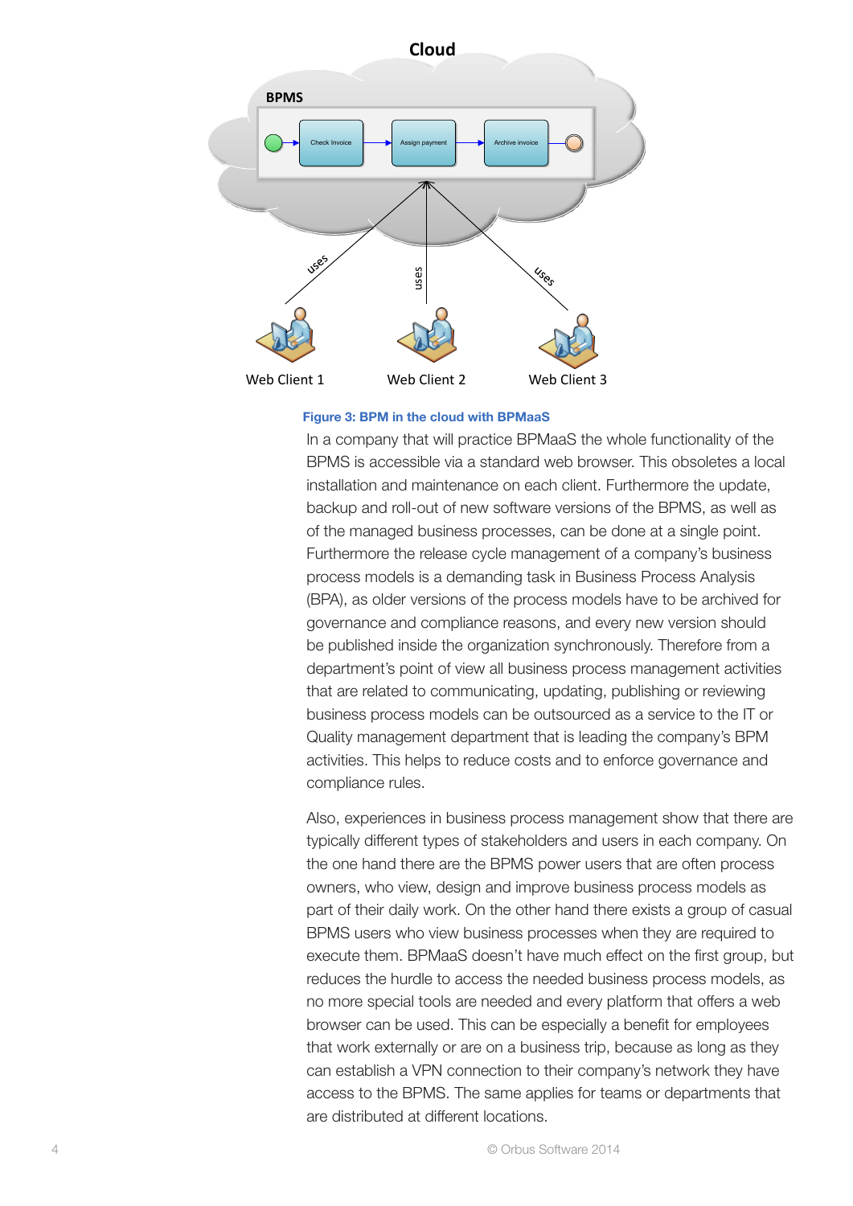**Figure 3: BPM in the cloud with BPMaaS**

In a company that will practice BPMaaS the whole functionality of the BPMS is accessible via a standard web browser. This obsoletes a local installation and maintenance on each client. Furthermore the update, backup and roll-out of new software versions of the BPMS, as well as of the managed business processes, can be done at a single point. Furthermore the release cycle management of a company's business process models is a demanding task in Business Process Analysis (BPA), as older versions of the process models have to be archived for governance and compliance reasons, and every new version should be published inside the organization synchronously. Therefore from a department's point of view all business process management activities that are related to communicating, updating, publishing or reviewing business process models can be outsourced as a service to the IT or Quality management department that is leading the company's BPM activities. This helps to reduce costs and to enforce governance and compliance rules.

Also, experiences in business process management show that there are typically different types of stakeholders and users in each company. On the one hand there are the BPMS power users that are often process owners, who view, design and improve business process models as part of their daily work. On the other hand there exists a group of casual BPMS users who view business processes when they are required to execute them. BPMaaS doesn't have much effect on the first group, but reduces the hurdle to access the needed business process models, as no more special tools are needed and every platform that offers a web browser can be used. This can be especially a benefit for employees that work externally or are on a business trip, because as long as they can establish a VPN connection to their company's network they have access to the BPMS. The same applies for teams or departments that are distributed at different locations.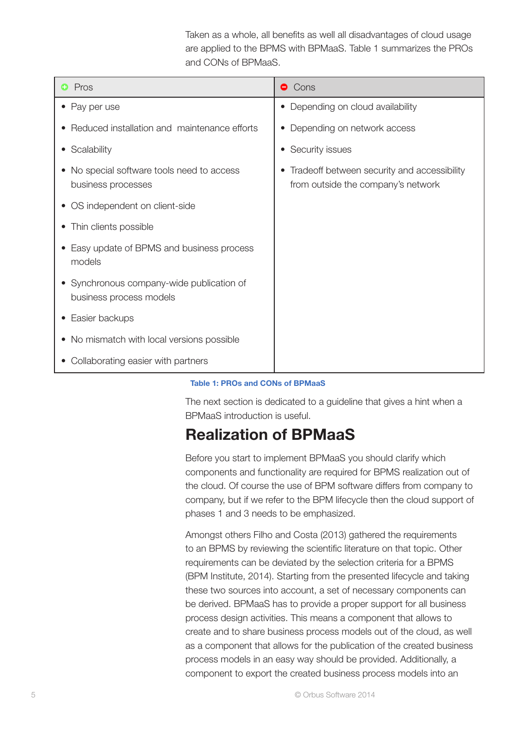Taken as a whole, all benefits as well all disadvantages of cloud usage are applied to the BPMS with BPMaaS. Table 1 summarizes the PROs and CONs of BPMaaS.

| Pros | Cons |
| --- | --- |
| • Pay per use<br>• Reduced installation and maintenance efforts<br>• Scalability<br>• No special software tools need to access business processes<br>• OS independent on client-side<br>• Thin clients possible<br>• Easy update of BPMS and business process models<br>• Synchronous company-wide publication of business process models<br>• Easier backups<br>• No mismatch with local versions possible<br>• Collaborating easier with partners | • Depending on cloud availability<br>• Depending on network access<br>• Security issues<br>• Tradeoff between security and accessibility from outside the company's network |

**Table 1: PROs and CONs of BPMaaS**

The next section is dedicated to a guideline that gives a hint when a BPMaaS introduction is useful.

# Realization of BPMaaS

Before you start to implement BPMaaS you should clarify which components and functionality are required for BPMS realization out of the cloud. Of course the use of BPM software differs from company to company, but if we refer to the BPM lifecycle then the cloud support of phases 1 and 3 needs to be emphasized.

Amongst others Filho and Costa (2013) gathered the requirements to an BPMS by reviewing the scientific literature on that topic. Other requirements can be deviated by the selection criteria for a BPMS (BPM Institute, 2014). Starting from the presented lifecycle and taking these two sources into account, a set of necessary components can be derived. BPMaaS has to provide a proper support for all business process design activities. This means a component that allows to create and to share business process models out of the cloud, as well as a component that allows for the publication of the created business process models in an easy way should be provided. Additionally, a component to export the created business process models into an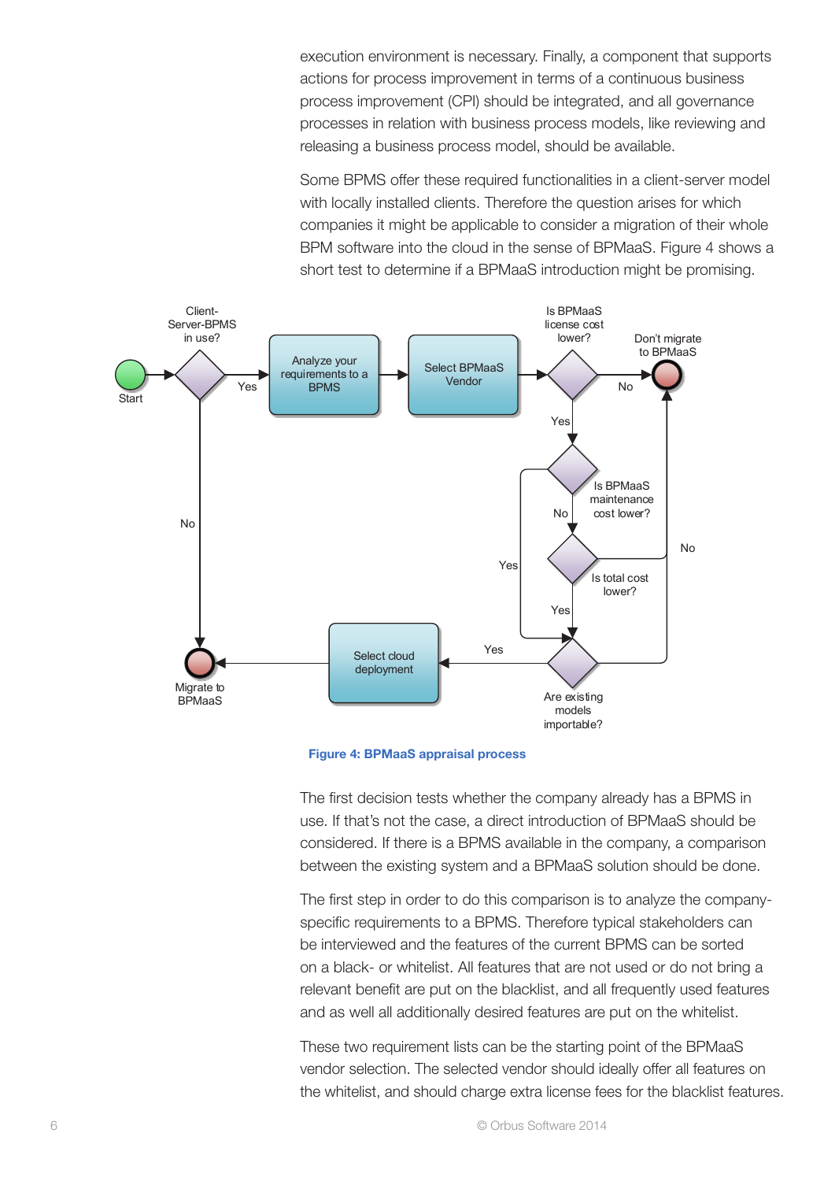execution environment is necessary. Finally, a component that supports actions for process improvement in terms of a continuous business process improvement (CPI) should be integrated, and all governance processes in relation with business process models, like reviewing and releasing a business process model, should be available.

Some BPMS offer these required functionalities in a client-server model with locally installed clients. Therefore the question arises for which companies it might be applicable to consider a migration of their whole BPM software into the cloud in the sense of BPMaaS. Figure 4 shows a short test to determine if a BPMaaS introduction might be promising.

**Figure 4: BPMaaS appraisal process**

The first decision tests whether the company already has a BPMS in use. If that's not the case, a direct introduction of BPMaaS should be considered. If there is a BPMS available in the company, a comparison between the existing system and a BPMaaS solution should be done.

The first step in order to do this comparison is to analyze the company-specific requirements to a BPMS. Therefore typical stakeholders can be interviewed and the features of the current BPMS can be sorted on a black- or whitelist. All features that are not used or do not bring a relevant benefit are put on the blacklist, and all frequently used features and as well all additionally desired features are put on the whitelist.

These two requirement lists can be the starting point of the BPMaaS vendor selection. The selected vendor should ideally offer all features on the whitelist, and should charge extra license fees for the blacklist features.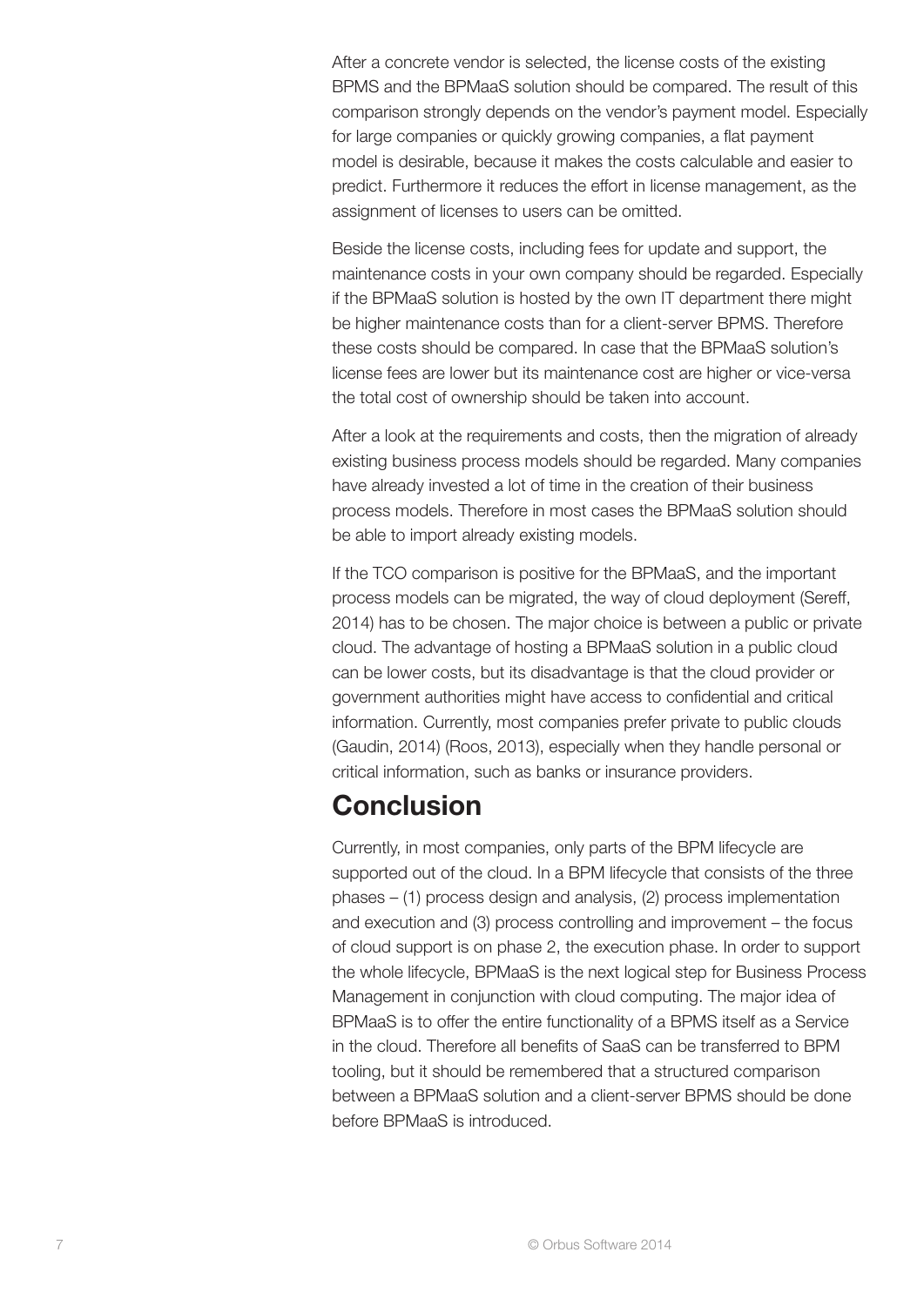After a concrete vendor is selected, the license costs of the existing BPMS and the BPMaaS solution should be compared. The result of this comparison strongly depends on the vendor's payment model. Especially for large companies or quickly growing companies, a flat payment model is desirable, because it makes the costs calculable and easier to predict. Furthermore it reduces the effort in license management, as the assignment of licenses to users can be omitted.

Beside the license costs, including fees for update and support, the maintenance costs in your own company should be regarded. Especially if the BPMaaS solution is hosted by the own IT department there might be higher maintenance costs than for a client-server BPMS. Therefore these costs should be compared. In case that the BPMaaS solution's license fees are lower but its maintenance cost are higher or vice-versa the total cost of ownership should be taken into account.

After a look at the requirements and costs, then the migration of already existing business process models should be regarded. Many companies have already invested a lot of time in the creation of their business process models. Therefore in most cases the BPMaaS solution should be able to import already existing models.

If the TCO comparison is positive for the BPMaaS, and the important process models can be migrated, the way of cloud deployment (Sereff, 2014) has to be chosen. The major choice is between a public or private cloud. The advantage of hosting a BPMaaS solution in a public cloud can be lower costs, but its disadvantage is that the cloud provider or government authorities might have access to confidential and critical information. Currently, most companies prefer private to public clouds (Gaudin, 2014) (Roos, 2013), especially when they handle personal or critical information, such as banks or insurance providers.

## Conclusion

Currently, in most companies, only parts of the BPM lifecycle are supported out of the cloud. In a BPM lifecycle that consists of the three phases – (1) process design and analysis, (2) process implementation and execution and (3) process controlling and improvement – the focus of cloud support is on phase 2, the execution phase. In order to support the whole lifecycle, BPMaaS is the next logical step for Business Process Management in conjunction with cloud computing. The major idea of BPMaaS is to offer the entire functionality of a BPMS itself as a Service in the cloud. Therefore all benefits of SaaS can be transferred to BPM tooling, but it should be remembered that a structured comparison between a BPMaaS solution and a client-server BPMS should be done before BPMaaS is introduced.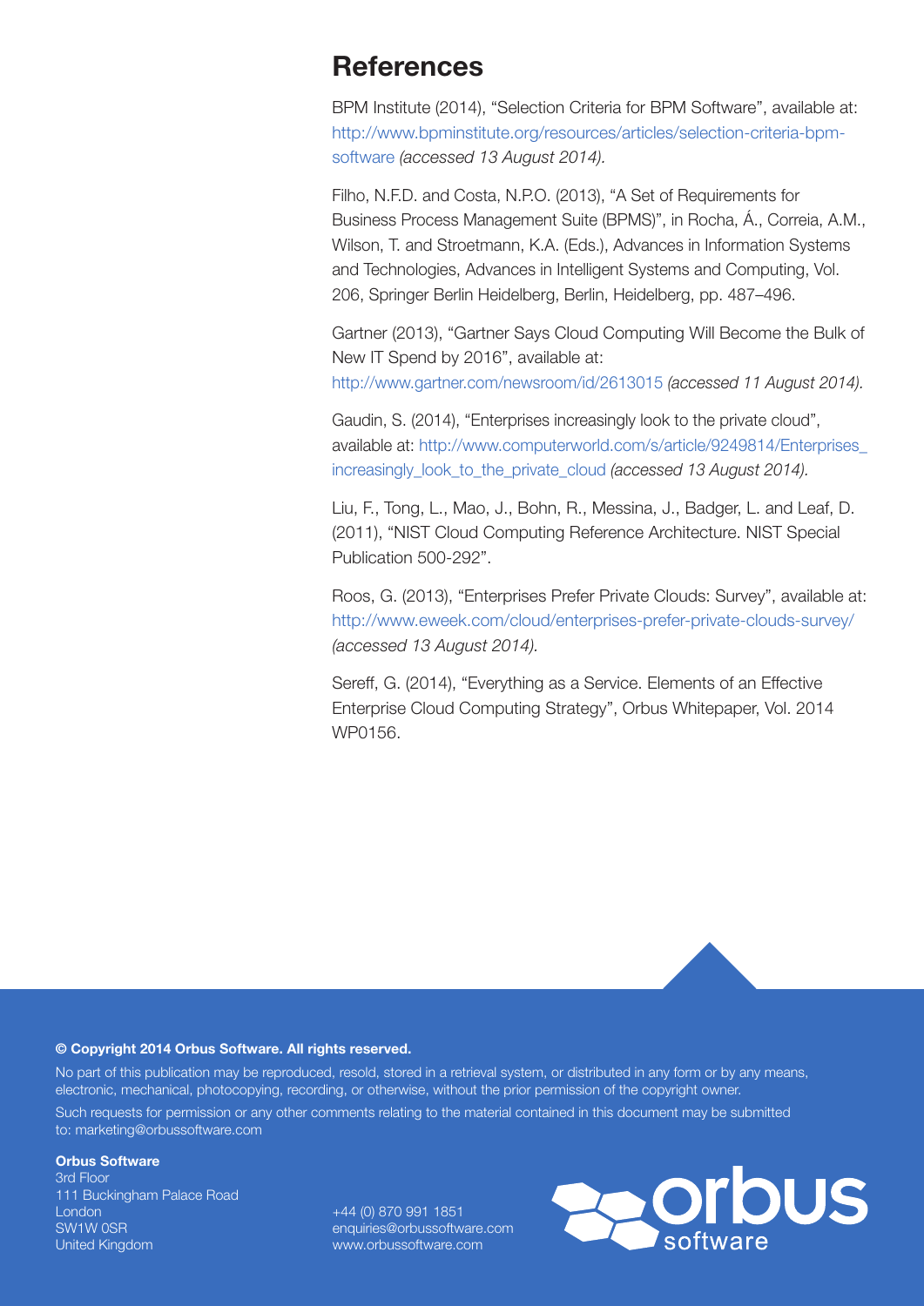## References

BPM Institute (2014), "Selection Criteria for BPM Software", available at: http://www.bpminstitute.org/resources/articles/selection-criteria-bpm-software *(accessed 13 August 2014).*

Filho, N.F.D. and Costa, N.P.O. (2013), "A Set of Requirements for Business Process Management Suite (BPMS)", in Rocha, Á., Correia, A.M., Wilson, T. and Stroetmann, K.A. (Eds.), Advances in Information Systems and Technologies, Advances in Intelligent Systems and Computing, Vol. 206, Springer Berlin Heidelberg, Berlin, Heidelberg, pp. 487–496.

Gartner (2013), "Gartner Says Cloud Computing Will Become the Bulk of New IT Spend by 2016", available at: http://www.gartner.com/newsroom/id/2613015 *(accessed 11 August 2014).*

Gaudin, S. (2014), "Enterprises increasingly look to the private cloud", available at: http://www.computerworld.com/s/article/9249814/Enterprises_increasingly_look_to_the_private_cloud *(accessed 13 August 2014).*

Liu, F., Tong, L., Mao, J., Bohn, R., Messina, J., Badger, L. and Leaf, D. (2011), "NIST Cloud Computing Reference Architecture. NIST Special Publication 500-292".

Roos, G. (2013), "Enterprises Prefer Private Clouds: Survey", available at: http://www.eweek.com/cloud/enterprises-prefer-private-clouds-survey/ *(accessed 13 August 2014).*

Sereff, G. (2014), "Everything as a Service. Elements of an Effective Enterprise Cloud Computing Strategy", Orbus Whitepaper, Vol. 2014 WP0156.

**© Copyright 2014 Orbus Software. All rights reserved.**

No part of this publication may be reproduced, resold, stored in a retrieval system, or distributed in any form or by any means, electronic, mechanical, photocopying, recording, or otherwise, without the prior permission of the copyright owner.

Such requests for permission or any other comments relating to the material contained in this document may be submitted to: marketing@orbussoftware.com

**Orbus Software**
3rd Floor
111 Buckingham Palace Road
London
SW1W 0SR
United Kingdom

+44 (0) 870 991 1851
enquiries@orbussoftware.com
www.orbussoftware.com

orbus software